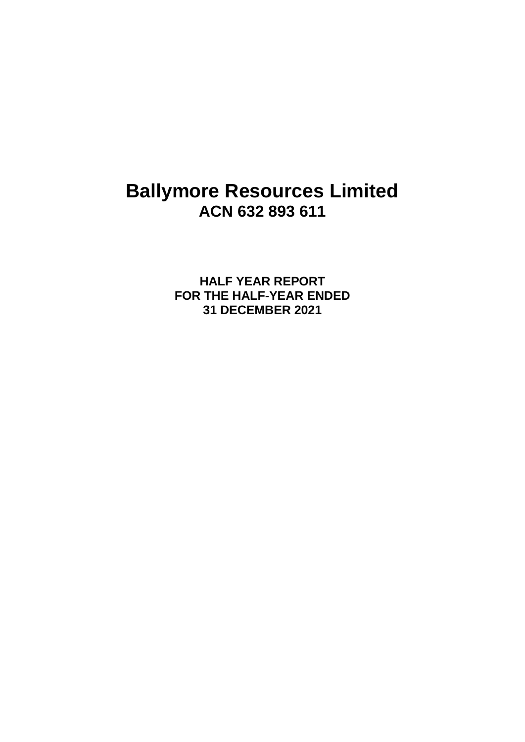# Ballymore Resources Limited
## ACN 632 893 611

**HALF YEAR REPORT**
**FOR THE HALF-YEAR ENDED**
**31 DECEMBER 2021**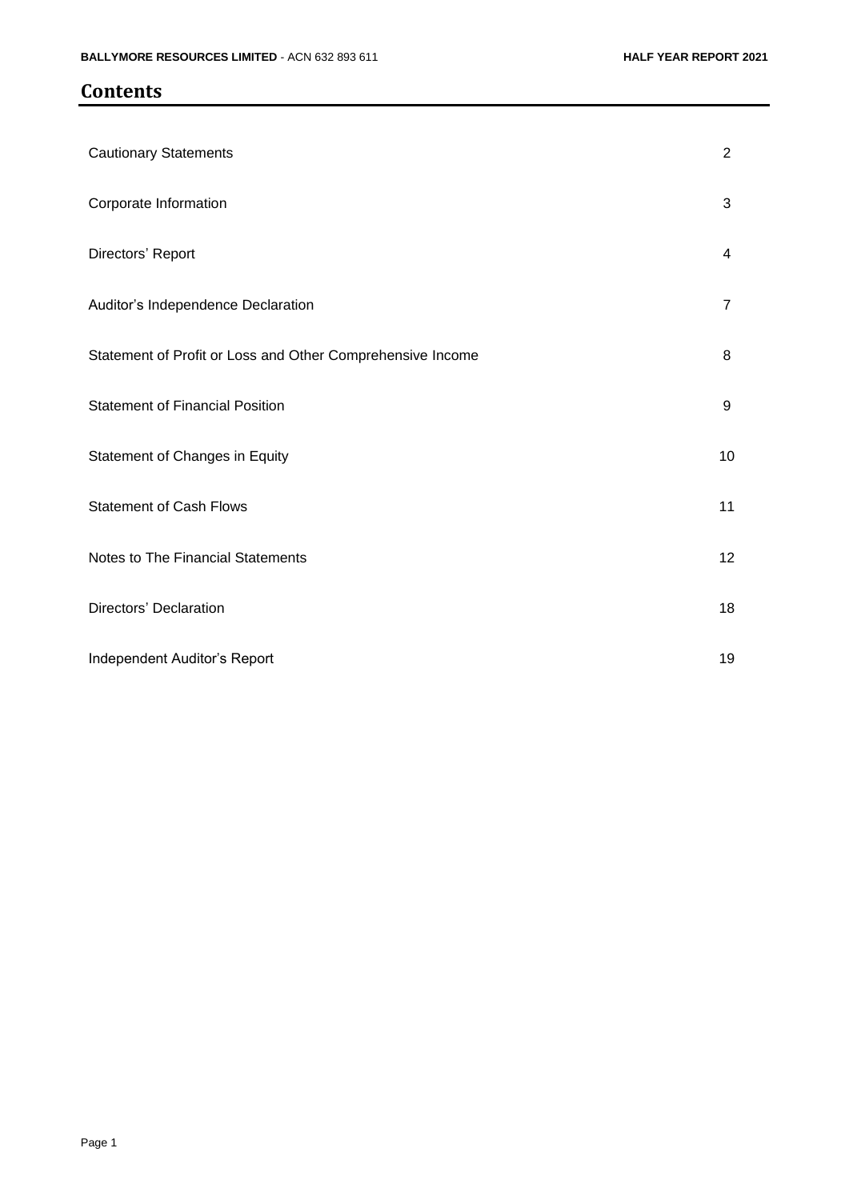# Contents

| | |
|---|---|
| Cautionary Statements | 2 |
| Corporate Information | 3 |
| Directors' Report | 4 |
| Auditor's Independence Declaration | 7 |
| Statement of Profit or Loss and Other Comprehensive Income | 8 |
| Statement of Financial Position | 9 |
| Statement of Changes in Equity | 10 |
| Statement of Cash Flows | 11 |
| Notes to The Financial Statements | 12 |
| Directors' Declaration | 18 |
| Independent Auditor's Report | 19 |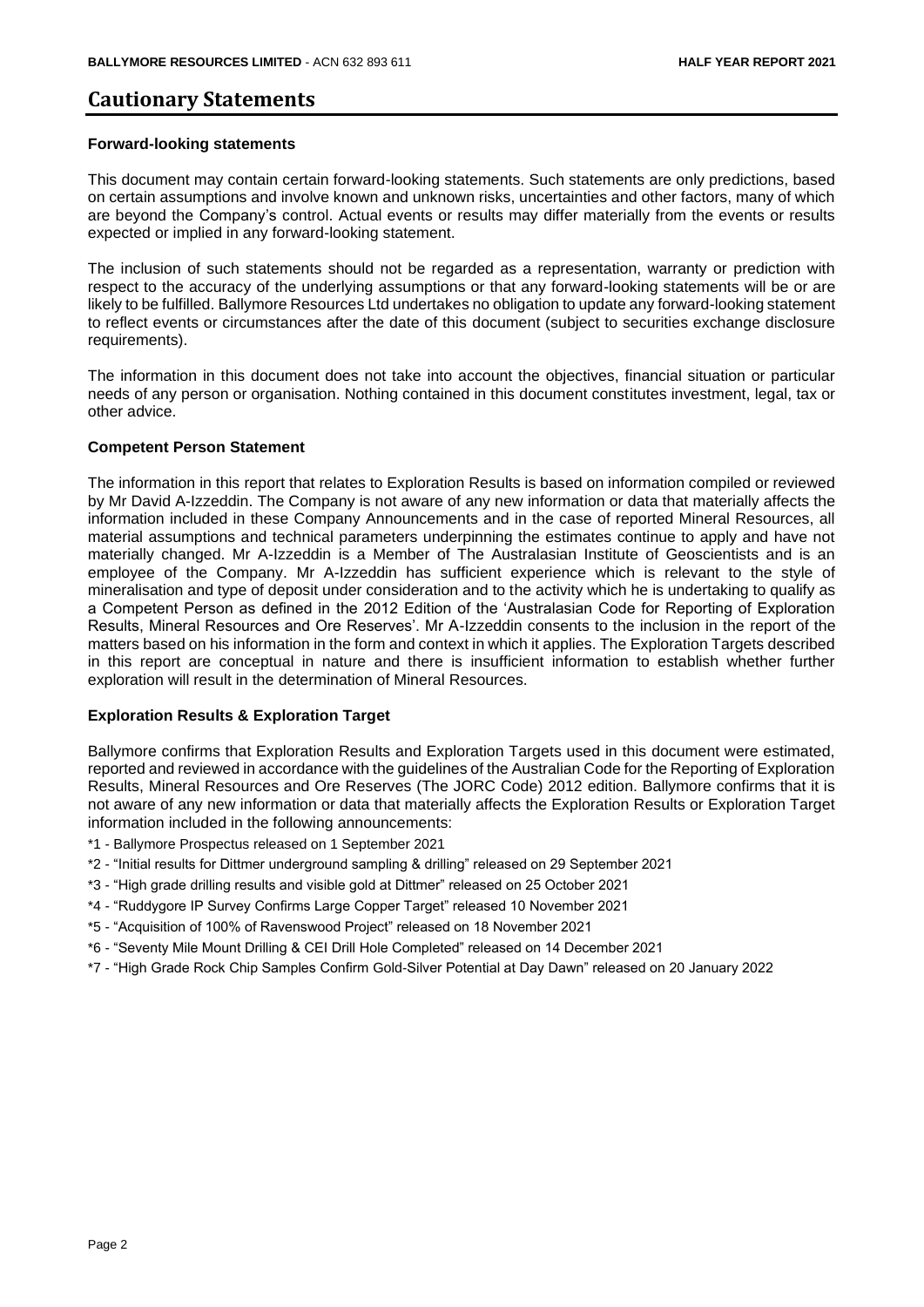# Cautionary Statements

### Forward-looking statements

This document may contain certain forward-looking statements. Such statements are only predictions, based on certain assumptions and involve known and unknown risks, uncertainties and other factors, many of which are beyond the Company's control. Actual events or results may differ materially from the events or results expected or implied in any forward-looking statement.

The inclusion of such statements should not be regarded as a representation, warranty or prediction with respect to the accuracy of the underlying assumptions or that any forward-looking statements will be or are likely to be fulfilled. Ballymore Resources Ltd undertakes no obligation to update any forward-looking statement to reflect events or circumstances after the date of this document (subject to securities exchange disclosure requirements).

The information in this document does not take into account the objectives, financial situation or particular needs of any person or organisation. Nothing contained in this document constitutes investment, legal, tax or other advice.

### Competent Person Statement

The information in this report that relates to Exploration Results is based on information compiled or reviewed by Mr David A-Izzeddin. The Company is not aware of any new information or data that materially affects the information included in these Company Announcements and in the case of reported Mineral Resources, all material assumptions and technical parameters underpinning the estimates continue to apply and have not materially changed. Mr A-Izzeddin is a Member of The Australasian Institute of Geoscientists and is an employee of the Company. Mr A-Izzeddin has sufficient experience which is relevant to the style of mineralisation and type of deposit under consideration and to the activity which he is undertaking to qualify as a Competent Person as defined in the 2012 Edition of the 'Australasian Code for Reporting of Exploration Results, Mineral Resources and Ore Reserves'. Mr A-Izzeddin consents to the inclusion in the report of the matters based on his information in the form and context in which it applies. The Exploration Targets described in this report are conceptual in nature and there is insufficient information to establish whether further exploration will result in the determination of Mineral Resources.

### Exploration Results & Exploration Target

Ballymore confirms that Exploration Results and Exploration Targets used in this document were estimated, reported and reviewed in accordance with the guidelines of the Australian Code for the Reporting of Exploration Results, Mineral Resources and Ore Reserves (The JORC Code) 2012 edition. Ballymore confirms that it is not aware of any new information or data that materially affects the Exploration Results or Exploration Target information included in the following announcements:

*1 - Ballymore Prospectus released on 1 September 2021

*2 - "Initial results for Dittmer underground sampling & drilling" released on 29 September 2021

*3 - "High grade drilling results and visible gold at Dittmer" released on 25 October 2021

*4 - "Ruddygore IP Survey Confirms Large Copper Target" released 10 November 2021

*5 - "Acquisition of 100% of Ravenswood Project" released on 18 November 2021

*6 - "Seventy Mile Mount Drilling & CEI Drill Hole Completed" released on 14 December 2021

*7 - "High Grade Rock Chip Samples Confirm Gold-Silver Potential at Day Dawn" released on 20 January 2022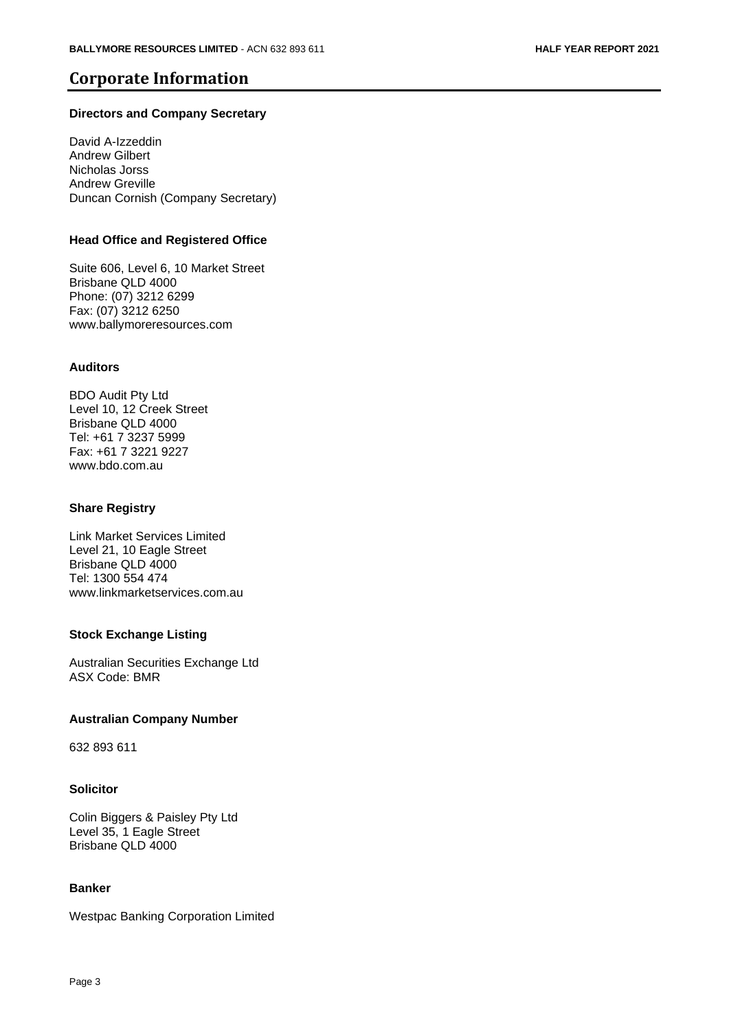# Corporate Information

**Directors and Company Secretary**

David A-Izzeddin
Andrew Gilbert
Nicholas Jorss
Andrew Greville
Duncan Cornish (Company Secretary)

**Head Office and Registered Office**

Suite 606, Level 6, 10 Market Street
Brisbane QLD 4000
Phone: (07) 3212 6299
Fax: (07) 3212 6250
www.ballymoreresources.com

**Auditors**

BDO Audit Pty Ltd
Level 10, 12 Creek Street
Brisbane QLD 4000
Tel: +61 7 3237 5999
Fax: +61 7 3221 9227
www.bdo.com.au

**Share Registry**

Link Market Services Limited
Level 21, 10 Eagle Street
Brisbane QLD 4000
Tel: 1300 554 474
www.linkmarketservices.com.au

**Stock Exchange Listing**

Australian Securities Exchange Ltd
ASX Code: BMR

**Australian Company Number**

632 893 611

**Solicitor**

Colin Biggers & Paisley Pty Ltd
Level 35, 1 Eagle Street
Brisbane QLD 4000

**Banker**

Westpac Banking Corporation Limited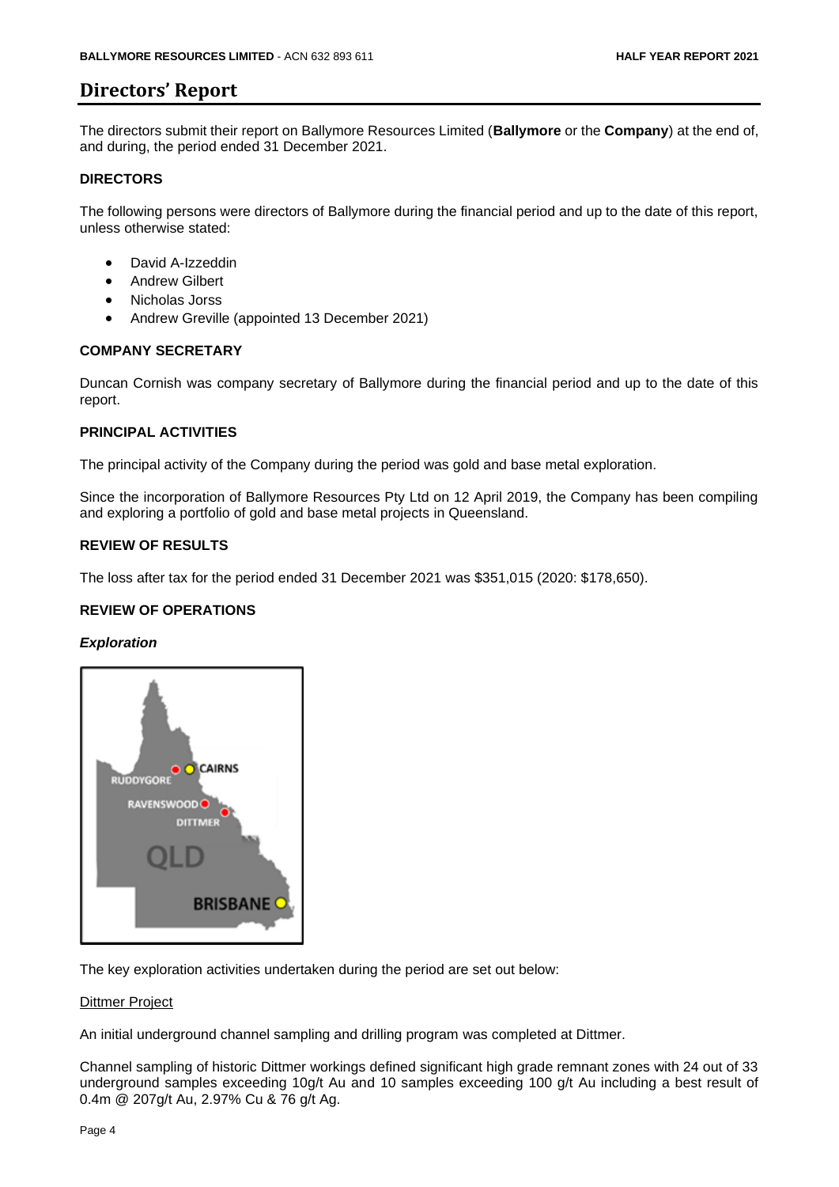# Directors' Report

The directors submit their report on Ballymore Resources Limited (**Ballymore** or the **Company**) at the end of, and during, the period ended 31 December 2021.

## DIRECTORS

The following persons were directors of Ballymore during the financial period and up to the date of this report, unless otherwise stated:

- David A-Izzeddin
- Andrew Gilbert
- Nicholas Jorss
- Andrew Greville (appointed 13 December 2021)

## COMPANY SECRETARY

Duncan Cornish was company secretary of Ballymore during the financial period and up to the date of this report.

## PRINCIPAL ACTIVITIES

The principal activity of the Company during the period was gold and base metal exploration.

Since the incorporation of Ballymore Resources Pty Ltd on 12 April 2019, the Company has been compiling and exploring a portfolio of gold and base metal projects in Queensland.

## REVIEW OF RESULTS

The loss after tax for the period ended 31 December 2021 was $351,015 (2020: $178,650).

## REVIEW OF OPERATIONS

### *Exploration*

The key exploration activities undertaken during the period are set out below:

Dittmer Project

An initial underground channel sampling and drilling program was completed at Dittmer.

Channel sampling of historic Dittmer workings defined significant high grade remnant zones with 24 out of 33 underground samples exceeding 10g/t Au and 10 samples exceeding 100 g/t Au including a best result of 0.4m @ 207g/t Au, 2.97% Cu & 76 g/t Ag.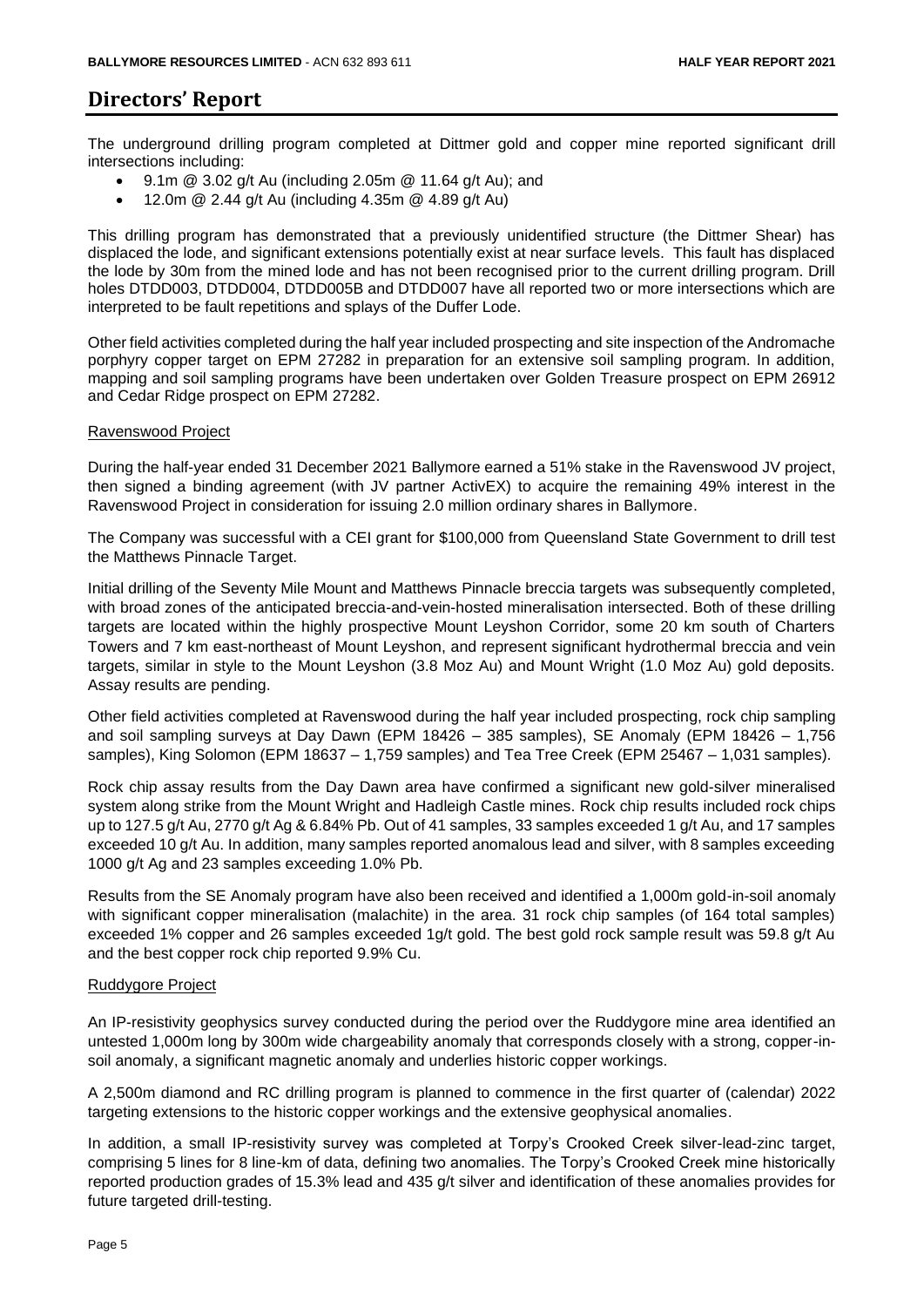## Directors' Report

The underground drilling program completed at Dittmer gold and copper mine reported significant drill intersections including:

- 9.1m @ 3.02 g/t Au (including 2.05m @ 11.64 g/t Au); and
- 12.0m @ 2.44 g/t Au (including 4.35m @ 4.89 g/t Au)

This drilling program has demonstrated that a previously unidentified structure (the Dittmer Shear) has displaced the lode, and significant extensions potentially exist at near surface levels. This fault has displaced the lode by 30m from the mined lode and has not been recognised prior to the current drilling program. Drill holes DTDD003, DTDD004, DTDD005B and DTDD007 have all reported two or more intersections which are interpreted to be fault repetitions and splays of the Duffer Lode.

Other field activities completed during the half year included prospecting and site inspection of the Andromache porphyry copper target on EPM 27282 in preparation for an extensive soil sampling program. In addition, mapping and soil sampling programs have been undertaken over Golden Treasure prospect on EPM 26912 and Cedar Ridge prospect on EPM 27282.

### Ravenswood Project

During the half-year ended 31 December 2021 Ballymore earned a 51% stake in the Ravenswood JV project, then signed a binding agreement (with JV partner ActivEX) to acquire the remaining 49% interest in the Ravenswood Project in consideration for issuing 2.0 million ordinary shares in Ballymore.

The Company was successful with a CEI grant for $100,000 from Queensland State Government to drill test the Matthews Pinnacle Target.

Initial drilling of the Seventy Mile Mount and Matthews Pinnacle breccia targets was subsequently completed, with broad zones of the anticipated breccia-and-vein-hosted mineralisation intersected. Both of these drilling targets are located within the highly prospective Mount Leyshon Corridor, some 20 km south of Charters Towers and 7 km east-northeast of Mount Leyshon, and represent significant hydrothermal breccia and vein targets, similar in style to the Mount Leyshon (3.8 Moz Au) and Mount Wright (1.0 Moz Au) gold deposits. Assay results are pending.

Other field activities completed at Ravenswood during the half year included prospecting, rock chip sampling and soil sampling surveys at Day Dawn (EPM 18426 – 385 samples), SE Anomaly (EPM 18426 – 1,756 samples), King Solomon (EPM 18637 – 1,759 samples) and Tea Tree Creek (EPM 25467 – 1,031 samples).

Rock chip assay results from the Day Dawn area have confirmed a significant new gold-silver mineralised system along strike from the Mount Wright and Hadleigh Castle mines. Rock chip results included rock chips up to 127.5 g/t Au, 2770 g/t Ag & 6.84% Pb. Out of 41 samples, 33 samples exceeded 1 g/t Au, and 17 samples exceeded 10 g/t Au. In addition, many samples reported anomalous lead and silver, with 8 samples exceeding 1000 g/t Ag and 23 samples exceeding 1.0% Pb.

Results from the SE Anomaly program have also been received and identified a 1,000m gold-in-soil anomaly with significant copper mineralisation (malachite) in the area. 31 rock chip samples (of 164 total samples) exceeded 1% copper and 26 samples exceeded 1g/t gold. The best gold rock sample result was 59.8 g/t Au and the best copper rock chip reported 9.9% Cu.

### Ruddygore Project

An IP-resistivity geophysics survey conducted during the period over the Ruddygore mine area identified an untested 1,000m long by 300m wide chargeability anomaly that corresponds closely with a strong, copper-in-soil anomaly, a significant magnetic anomaly and underlies historic copper workings.

A 2,500m diamond and RC drilling program is planned to commence in the first quarter of (calendar) 2022 targeting extensions to the historic copper workings and the extensive geophysical anomalies.

In addition, a small IP-resistivity survey was completed at Torpy's Crooked Creek silver-lead-zinc target, comprising 5 lines for 8 line-km of data, defining two anomalies. The Torpy's Crooked Creek mine historically reported production grades of 15.3% lead and 435 g/t silver and identification of these anomalies provides for future targeted drill-testing.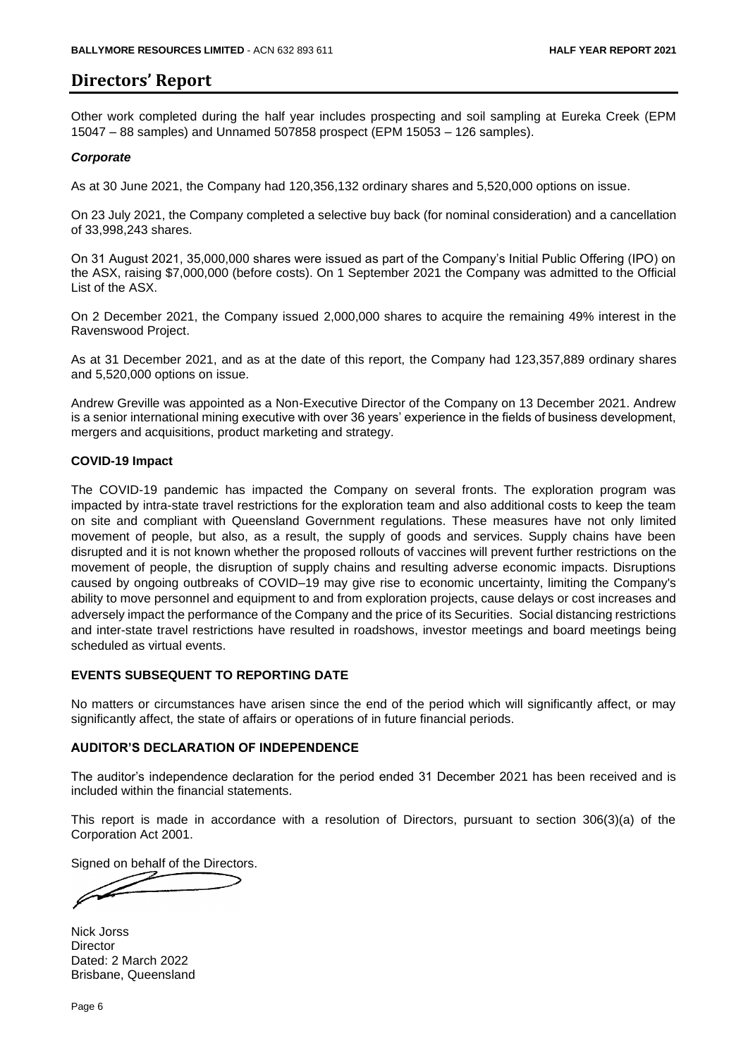# Directors' Report

Other work completed during the half year includes prospecting and soil sampling at Eureka Creek (EPM 15047 – 88 samples) and Unnamed 507858 prospect (EPM 15053 – 126 samples).

### *Corporate*

As at 30 June 2021, the Company had 120,356,132 ordinary shares and 5,520,000 options on issue.

On 23 July 2021, the Company completed a selective buy back (for nominal consideration) and a cancellation of 33,998,243 shares.

On 31 August 2021, 35,000,000 shares were issued as part of the Company's Initial Public Offering (IPO) on the ASX, raising $7,000,000 (before costs). On 1 September 2021 the Company was admitted to the Official List of the ASX.

On 2 December 2021, the Company issued 2,000,000 shares to acquire the remaining 49% interest in the Ravenswood Project.

As at 31 December 2021, and as at the date of this report, the Company had 123,357,889 ordinary shares and 5,520,000 options on issue.

Andrew Greville was appointed as a Non-Executive Director of the Company on 13 December 2021. Andrew is a senior international mining executive with over 36 years' experience in the fields of business development, mergers and acquisitions, product marketing and strategy.

### COVID-19 Impact

The COVID-19 pandemic has impacted the Company on several fronts. The exploration program was impacted by intra-state travel restrictions for the exploration team and also additional costs to keep the team on site and compliant with Queensland Government regulations. These measures have not only limited movement of people, but also, as a result, the supply of goods and services. Supply chains have been disrupted and it is not known whether the proposed rollouts of vaccines will prevent further restrictions on the movement of people, the disruption of supply chains and resulting adverse economic impacts. Disruptions caused by ongoing outbreaks of COVID–19 may give rise to economic uncertainty, limiting the Company's ability to move personnel and equipment to and from exploration projects, cause delays or cost increases and adversely impact the performance of the Company and the price of its Securities. Social distancing restrictions and inter-state travel restrictions have resulted in roadshows, investor meetings and board meetings being scheduled as virtual events.

## EVENTS SUBSEQUENT TO REPORTING DATE

No matters or circumstances have arisen since the end of the period which will significantly affect, or may significantly affect, the state of affairs or operations of in future financial periods.

## AUDITOR'S DECLARATION OF INDEPENDENCE

The auditor's independence declaration for the period ended 31 December 2021 has been received and is included within the financial statements.

This report is made in accordance with a resolution of Directors, pursuant to section 306(3)(a) of the Corporation Act 2001.

Signed on behalf of the Directors.

Nick Jorss
Director
Dated: 2 March 2022
Brisbane, Queensland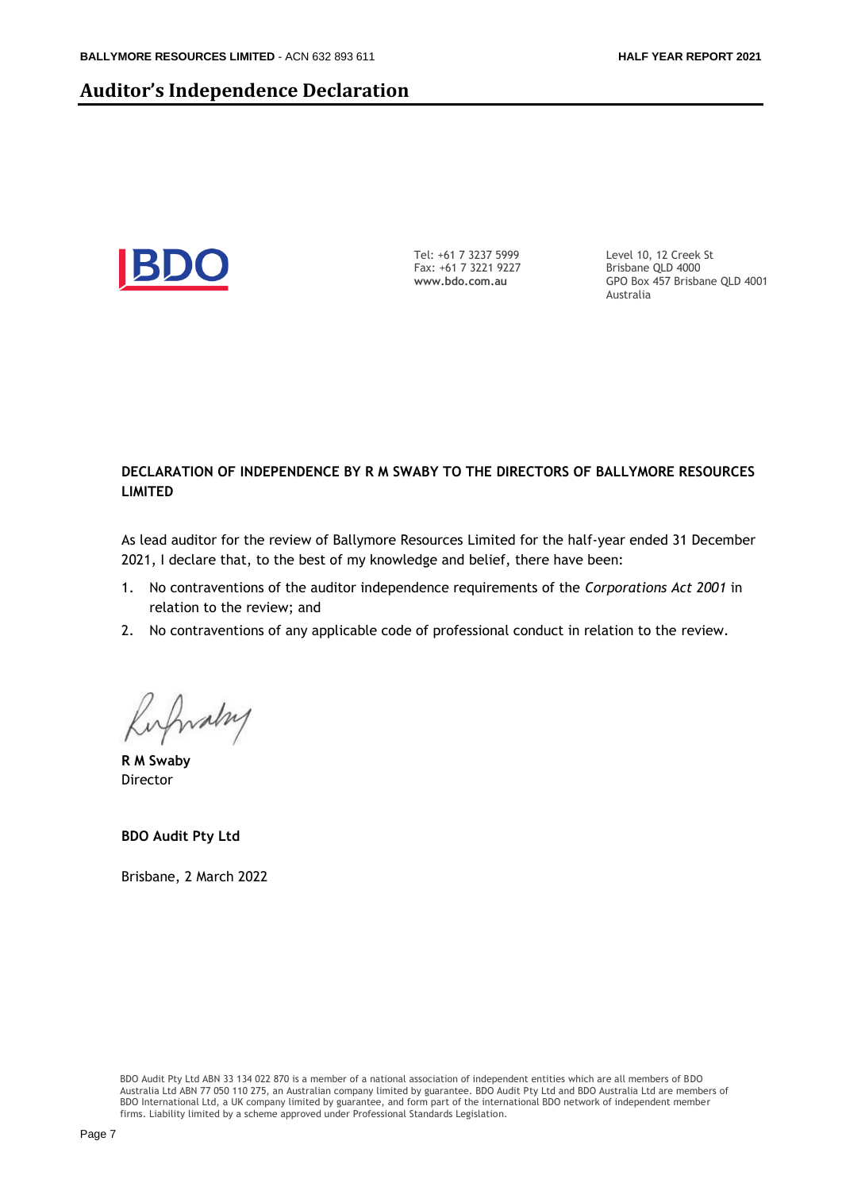# Auditor's Independence Declaration

Tel: +61 7 3237 5999
Fax: +61 7 3221 9227
**www.bdo.com.au**

Level 10, 12 Creek St
Brisbane QLD 4000
GPO Box 457 Brisbane QLD 4001
Australia

**DECLARATION OF INDEPENDENCE BY R M SWABY TO THE DIRECTORS OF BALLYMORE RESOURCES LIMITED**

As lead auditor for the review of Ballymore Resources Limited for the half-year ended 31 December 2021, I declare that, to the best of my knowledge and belief, there have been:

1. No contraventions of the auditor independence requirements of the *Corporations Act 2001* in relation to the review; and
2. No contraventions of any applicable code of professional conduct in relation to the review.

**R M Swaby**
Director

**BDO Audit Pty Ltd**

Brisbane, 2 March 2022

BDO Audit Pty Ltd ABN 33 134 022 870 is a member of a national association of independent entities which are all members of BDO Australia Ltd ABN 77 050 110 275, an Australian company limited by guarantee. BDO Audit Pty Ltd and BDO Australia Ltd are members of BDO International Ltd, a UK company limited by guarantee, and form part of the international BDO network of independent member firms. Liability limited by a scheme approved under Professional Standards Legislation.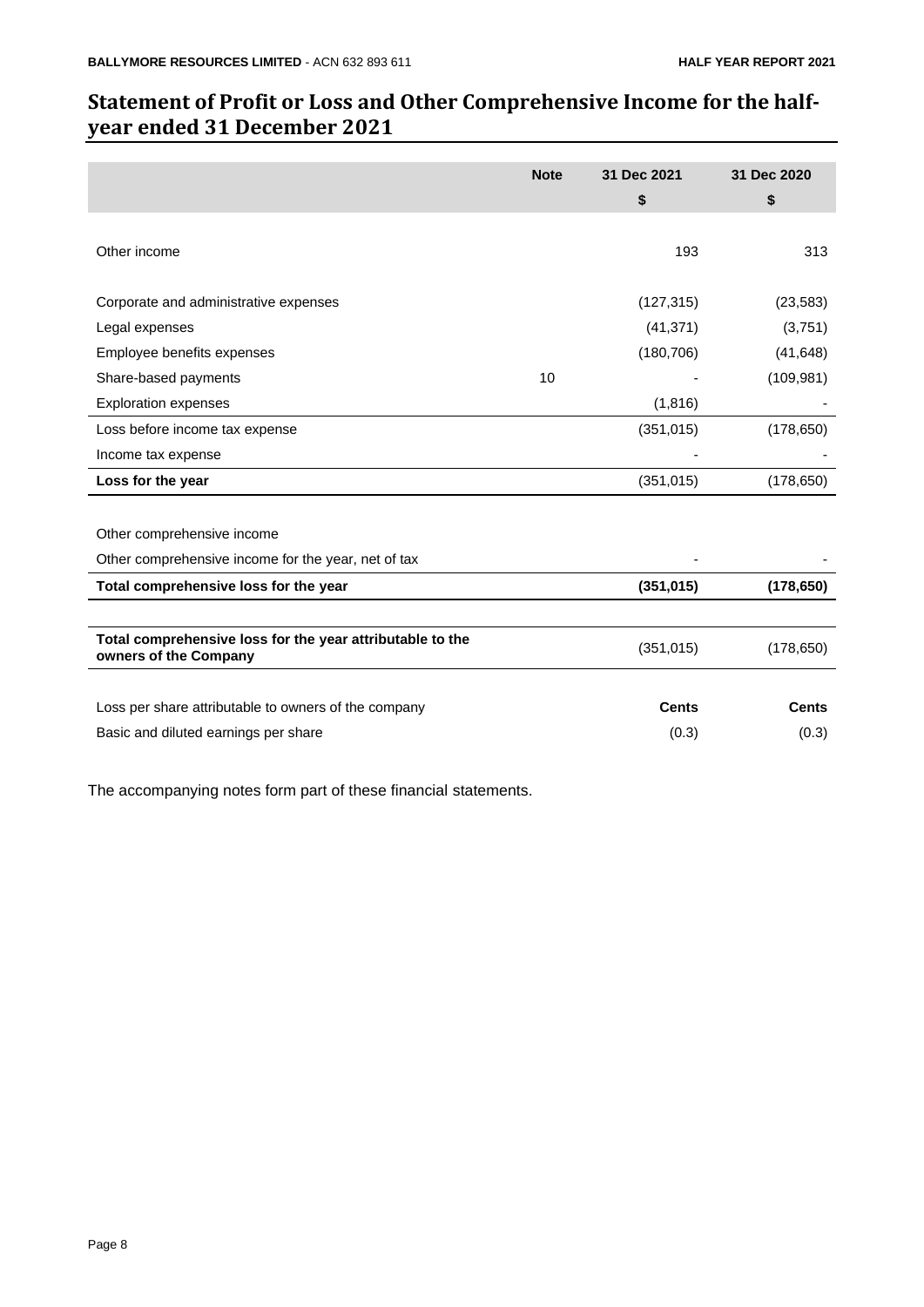# Statement of Profit or Loss and Other Comprehensive Income for the half-year ended 31 December 2021

| | Note | 31 Dec 2021 | 31 Dec 2020 |
|---|---|---|---|
| | | $ | $ |
| Other income | | 193 | 313 |
| Corporate and administrative expenses | | (127,315) | (23,583) |
| Legal expenses | | (41,371) | (3,751) |
| Employee benefits expenses | | (180,706) | (41,648) |
| Share-based payments | 10 | - | (109,981) |
| Exploration expenses | | (1,816) | - |
| Loss before income tax expense | | (351,015) | (178,650) |
| Income tax expense | | - | - |
| **Loss for the year** | | (351,015) | (178,650) |
| Other comprehensive income | | | |
| Other comprehensive income for the year, net of tax | | - | - |
| **Total comprehensive loss for the year** | | **(351,015)** | **(178,650)** |
| **Total comprehensive loss for the year attributable to the owners of the Company** | | (351,015) | (178,650) |
| Loss per share attributable to owners of the company | | **Cents** | **Cents** |
| Basic and diluted earnings per share | | (0.3) | (0.3) |

The accompanying notes form part of these financial statements.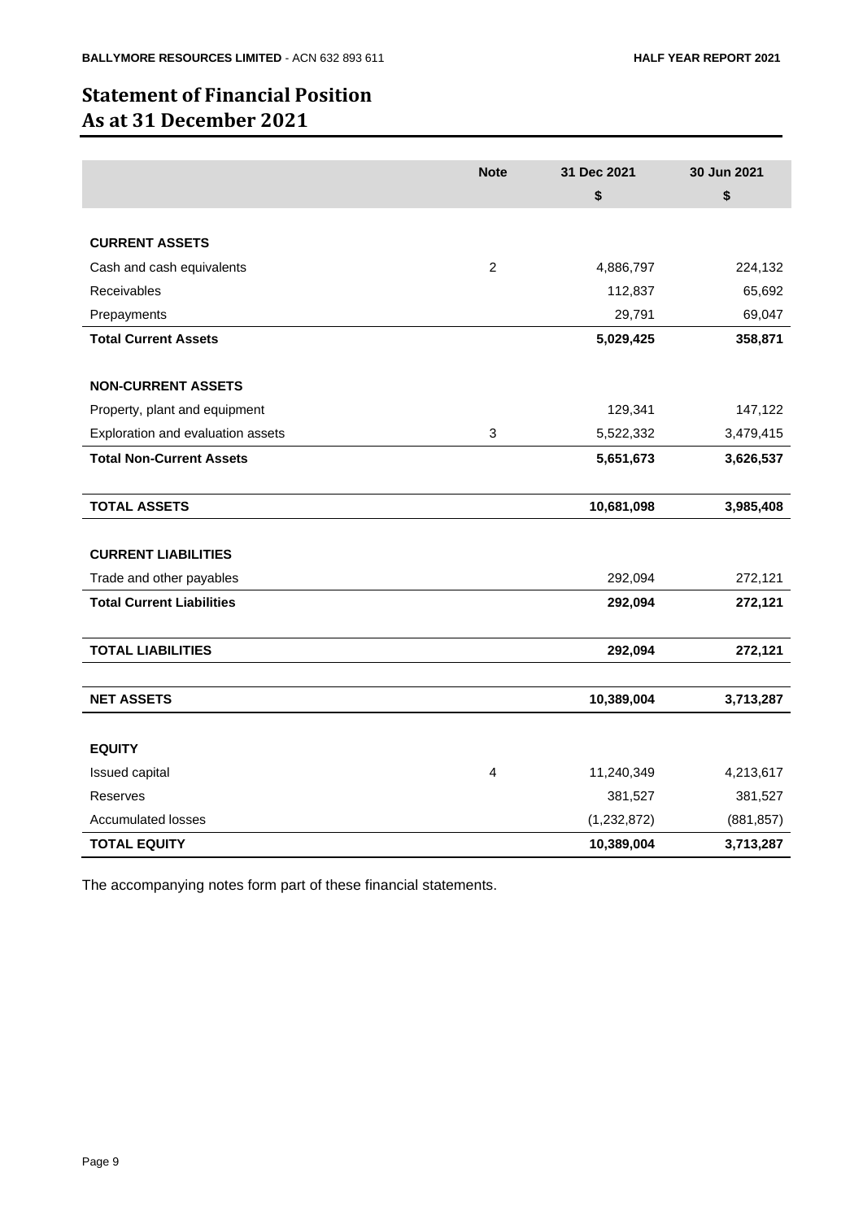# Statement of Financial Position
# As at 31 December 2021

| | Note | 31 Dec 2021 | 30 Jun 2021 |
|---|---|---|---|
| | | $ | $ |
| **CURRENT ASSETS** | | | |
| Cash and cash equivalents | 2 | 4,886,797 | 224,132 |
| Receivables | | 112,837 | 65,692 |
| Prepayments | | 29,791 | 69,047 |
| **Total Current Assets** | | **5,029,425** | **358,871** |
| **NON-CURRENT ASSETS** | | | |
| Property, plant and equipment | | 129,341 | 147,122 |
| Exploration and evaluation assets | 3 | 5,522,332 | 3,479,415 |
| **Total Non-Current Assets** | | **5,651,673** | **3,626,537** |
| **TOTAL ASSETS** | | **10,681,098** | **3,985,408** |
| **CURRENT LIABILITIES** | | | |
| Trade and other payables | | 292,094 | 272,121 |
| **Total Current Liabilities** | | **292,094** | **272,121** |
| **TOTAL LIABILITIES** | | **292,094** | **272,121** |
| **NET ASSETS** | | **10,389,004** | **3,713,287** |
| **EQUITY** | | | |
| Issued capital | 4 | 11,240,349 | 4,213,617 |
| Reserves | | 381,527 | 381,527 |
| Accumulated losses | | (1,232,872) | (881,857) |
| **TOTAL EQUITY** | | **10,389,004** | **3,713,287** |

The accompanying notes form part of these financial statements.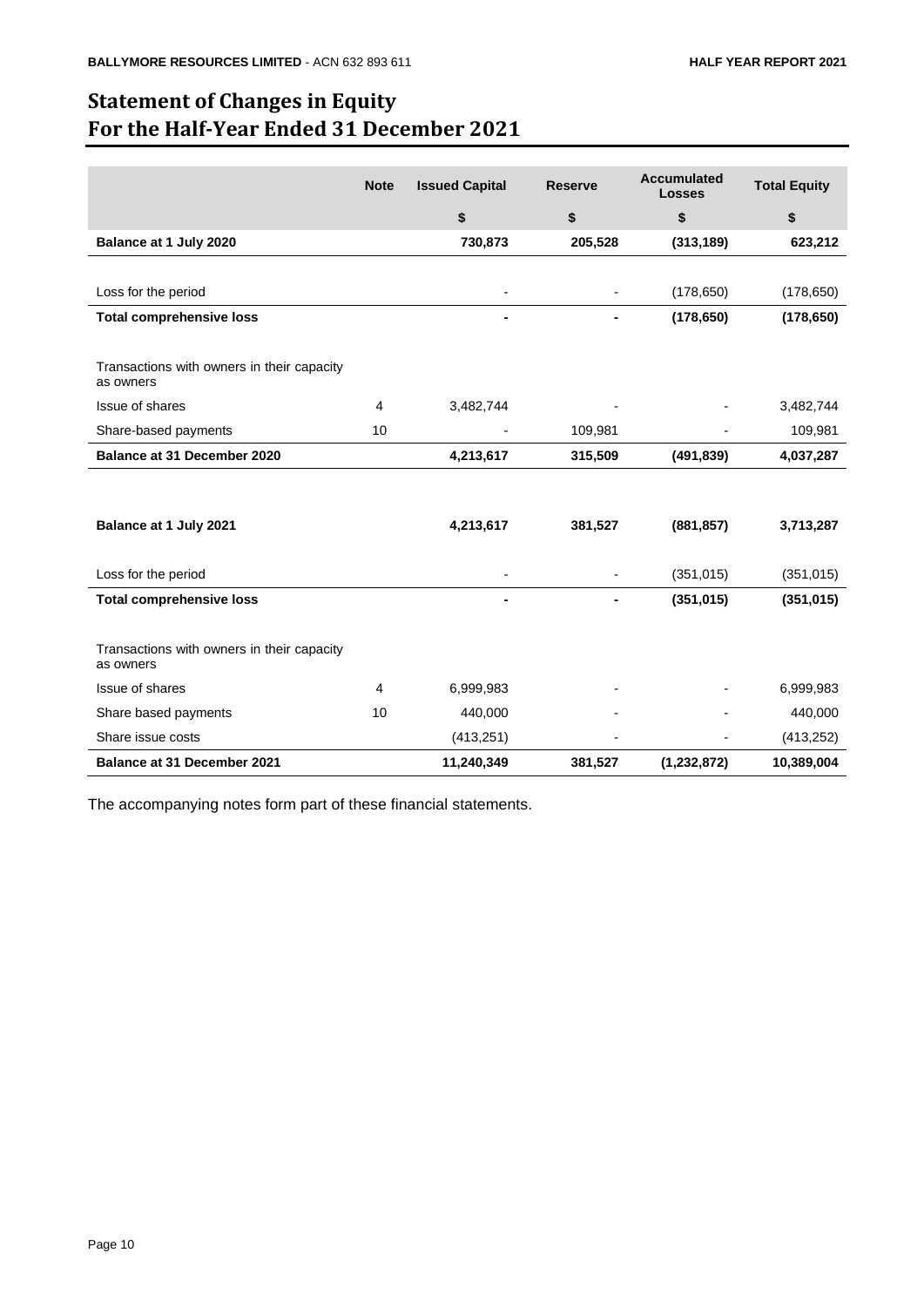# Statement of Changes in Equity
# For the Half-Year Ended 31 December 2021

| | Note | Issued Capital | Reserve | Accumulated Losses | Total Equity |
|---|---|---|---|---|---|
| | | $ | $ | $ | $ |
| **Balance at 1 July 2020** | | **730,873** | **205,528** | **(313,189)** | **623,212** |
| | | | | | |
| Loss for the period | | - | - | (178,650) | (178,650) |
| **Total comprehensive loss** | | **-** | **-** | **(178,650)** | **(178,650)** |
| | | | | | |
| Transactions with owners in their capacity as owners | | | | | |
| Issue of shares | 4 | 3,482,744 | - | - | 3,482,744 |
| Share-based payments | 10 | - | 109,981 | - | 109,981 |
| **Balance at 31 December 2020** | | **4,213,617** | **315,509** | **(491,839)** | **4,037,287** |
| | | | | | |
| **Balance at 1 July 2021** | | **4,213,617** | **381,527** | **(881,857)** | **3,713,287** |
| | | | | | |
| Loss for the period | | - | - | (351,015) | (351,015) |
| **Total comprehensive loss** | | **-** | **-** | **(351,015)** | **(351,015)** |
| | | | | | |
| Transactions with owners in their capacity as owners | | | | | |
| Issue of shares | 4 | 6,999,983 | - | - | 6,999,983 |
| Share based payments | 10 | 440,000 | - | - | 440,000 |
| Share issue costs | | (413,251) | - | - | (413,252) |
| **Balance at 31 December 2021** | | **11,240,349** | **381,527** | **(1,232,872)** | **10,389,004** |

The accompanying notes form part of these financial statements.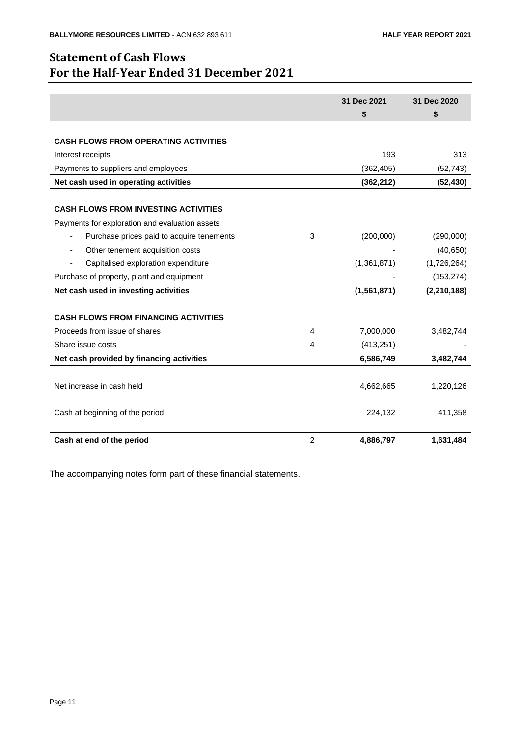# Statement of Cash Flows
# For the Half-Year Ended 31 December 2021

| | | 31 Dec 2021<br>$ | 31 Dec 2020<br>$ |
|---|---|---|---|
| **CASH FLOWS FROM OPERATING ACTIVITIES** | | | |
| Interest receipts | | 193 | 313 |
| Payments to suppliers and employees | | (362,405) | (52,743) |
| **Net cash used in operating activities** | | **(362,212)** | **(52,430)** |
| **CASH FLOWS FROM INVESTING ACTIVITIES** | | | |
| Payments for exploration and evaluation assets | | | |
| - Purchase prices paid to acquire tenements | 3 | (200,000) | (290,000) |
| - Other tenement acquisition costs | | - | (40,650) |
| - Capitalised exploration expenditure | | (1,361,871) | (1,726,264) |
| Purchase of property, plant and equipment | | - | (153,274) |
| **Net cash used in investing activities** | | **(1,561,871)** | **(2,210,188)** |
| **CASH FLOWS FROM FINANCING ACTIVITIES** | | | |
| Proceeds from issue of shares | 4 | 7,000,000 | 3,482,744 |
| Share issue costs | 4 | (413,251) | - |
| **Net cash provided by financing activities** | | **6,586,749** | **3,482,744** |
| Net increase in cash held | | 4,662,665 | 1,220,126 |
| Cash at beginning of the period | | 224,132 | 411,358 |
| **Cash at end of the period** | 2 | **4,886,797** | **1,631,484** |

The accompanying notes form part of these financial statements.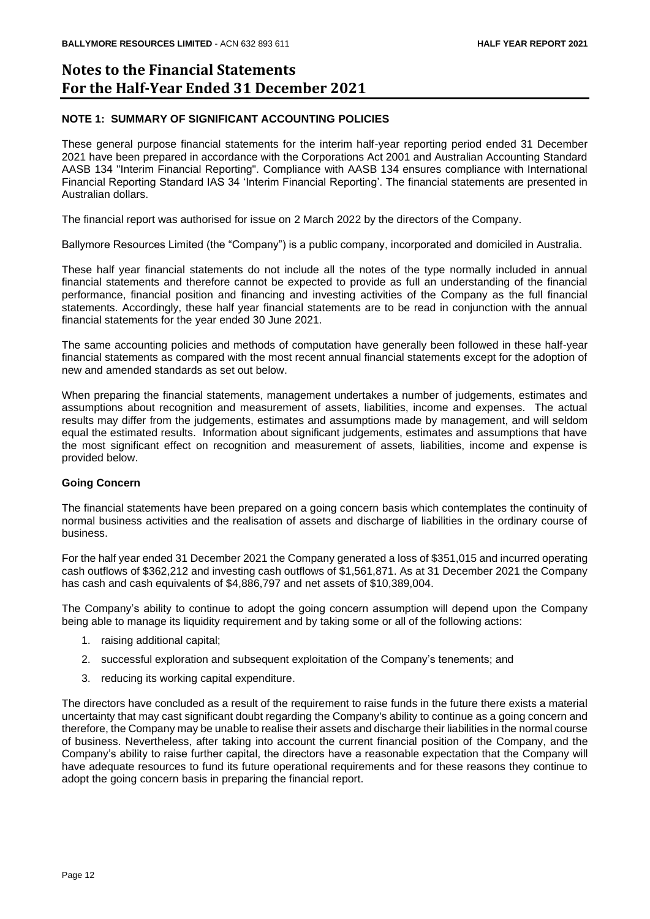# Notes to the Financial Statements
# For the Half-Year Ended 31 December 2021

## NOTE 1: SUMMARY OF SIGNIFICANT ACCOUNTING POLICIES

These general purpose financial statements for the interim half-year reporting period ended 31 December 2021 have been prepared in accordance with the Corporations Act 2001 and Australian Accounting Standard AASB 134 "Interim Financial Reporting". Compliance with AASB 134 ensures compliance with International Financial Reporting Standard IAS 34 'Interim Financial Reporting'. The financial statements are presented in Australian dollars.

The financial report was authorised for issue on 2 March 2022 by the directors of the Company.

Ballymore Resources Limited (the "Company") is a public company, incorporated and domiciled in Australia.

These half year financial statements do not include all the notes of the type normally included in annual financial statements and therefore cannot be expected to provide as full an understanding of the financial performance, financial position and financing and investing activities of the Company as the full financial statements. Accordingly, these half year financial statements are to be read in conjunction with the annual financial statements for the year ended 30 June 2021.

The same accounting policies and methods of computation have generally been followed in these half-year financial statements as compared with the most recent annual financial statements except for the adoption of new and amended standards as set out below.

When preparing the financial statements, management undertakes a number of judgements, estimates and assumptions about recognition and measurement of assets, liabilities, income and expenses. The actual results may differ from the judgements, estimates and assumptions made by management, and will seldom equal the estimated results. Information about significant judgements, estimates and assumptions that have the most significant effect on recognition and measurement of assets, liabilities, income and expense is provided below.

### Going Concern

The financial statements have been prepared on a going concern basis which contemplates the continuity of normal business activities and the realisation of assets and discharge of liabilities in the ordinary course of business.

For the half year ended 31 December 2021 the Company generated a loss of $351,015 and incurred operating cash outflows of $362,212 and investing cash outflows of $1,561,871. As at 31 December 2021 the Company has cash and cash equivalents of $4,886,797 and net assets of $10,389,004.

The Company's ability to continue to adopt the going concern assumption will depend upon the Company being able to manage its liquidity requirement and by taking some or all of the following actions:

1. raising additional capital;
2. successful exploration and subsequent exploitation of the Company's tenements; and
3. reducing its working capital expenditure.

The directors have concluded as a result of the requirement to raise funds in the future there exists a material uncertainty that may cast significant doubt regarding the Company's ability to continue as a going concern and therefore, the Company may be unable to realise their assets and discharge their liabilities in the normal course of business. Nevertheless, after taking into account the current financial position of the Company, and the Company's ability to raise further capital, the directors have a reasonable expectation that the Company will have adequate resources to fund its future operational requirements and for these reasons they continue to adopt the going concern basis in preparing the financial report.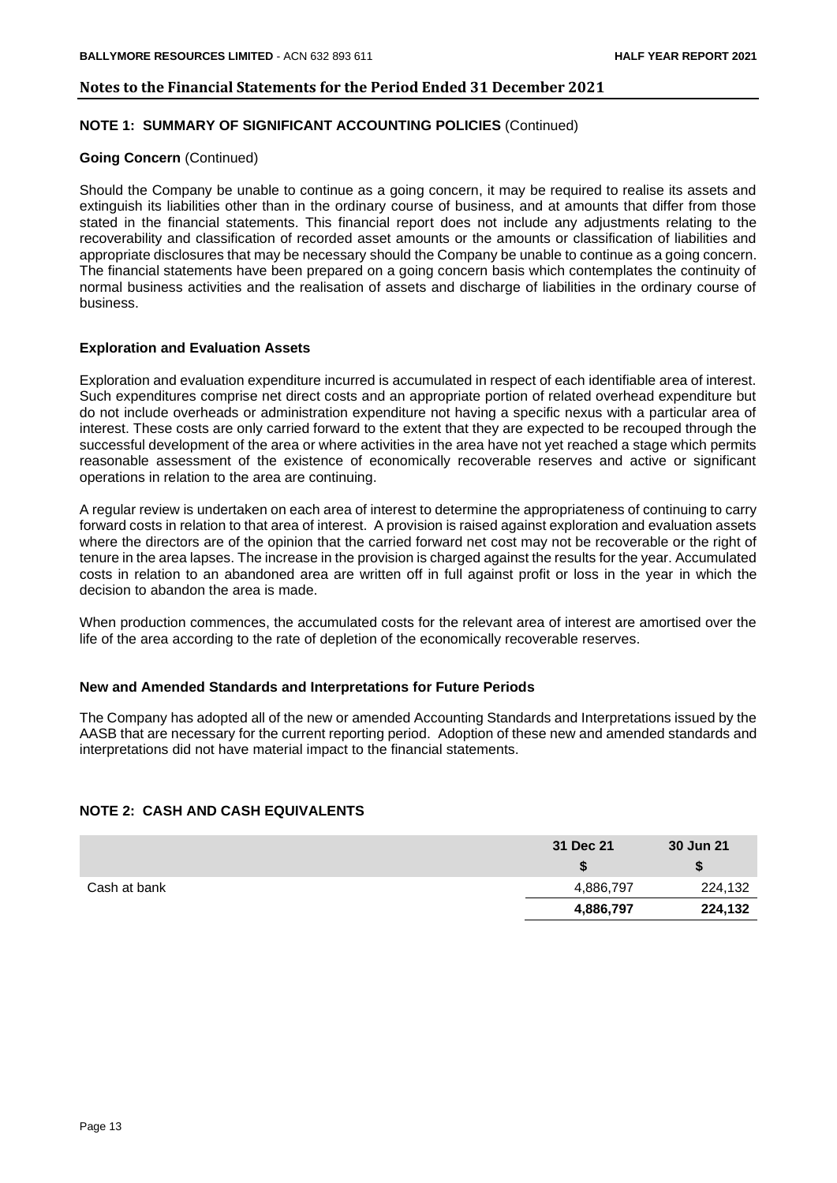## Notes to the Financial Statements for the Period Ended 31 December 2021

### NOTE 1: SUMMARY OF SIGNIFICANT ACCOUNTING POLICIES (Continued)

**Going Concern** (Continued)

Should the Company be unable to continue as a going concern, it may be required to realise its assets and extinguish its liabilities other than in the ordinary course of business, and at amounts that differ from those stated in the financial statements. This financial report does not include any adjustments relating to the recoverability and classification of recorded asset amounts or the amounts or classification of liabilities and appropriate disclosures that may be necessary should the Company be unable to continue as a going concern. The financial statements have been prepared on a going concern basis which contemplates the continuity of normal business activities and the realisation of assets and discharge of liabilities in the ordinary course of business.

**Exploration and Evaluation Assets**

Exploration and evaluation expenditure incurred is accumulated in respect of each identifiable area of interest. Such expenditures comprise net direct costs and an appropriate portion of related overhead expenditure but do not include overheads or administration expenditure not having a specific nexus with a particular area of interest. These costs are only carried forward to the extent that they are expected to be recouped through the successful development of the area or where activities in the area have not yet reached a stage which permits reasonable assessment of the existence of economically recoverable reserves and active or significant operations in relation to the area are continuing.

A regular review is undertaken on each area of interest to determine the appropriateness of continuing to carry forward costs in relation to that area of interest. A provision is raised against exploration and evaluation assets where the directors are of the opinion that the carried forward net cost may not be recoverable or the right of tenure in the area lapses. The increase in the provision is charged against the results for the year. Accumulated costs in relation to an abandoned area are written off in full against profit or loss in the year in which the decision to abandon the area is made.

When production commences, the accumulated costs for the relevant area of interest are amortised over the life of the area according to the rate of depletion of the economically recoverable reserves.

**New and Amended Standards and Interpretations for Future Periods**

The Company has adopted all of the new or amended Accounting Standards and Interpretations issued by the AASB that are necessary for the current reporting period. Adoption of these new and amended standards and interpretations did not have material impact to the financial statements.

### NOTE 2: CASH AND CASH EQUIVALENTS

| | 31 Dec 21 | 30 Jun 21 |
|---|---|---|
| | $ | $ |
| Cash at bank | 4,886,797 | 224,132 |
| | **4,886,797** | **224,132** |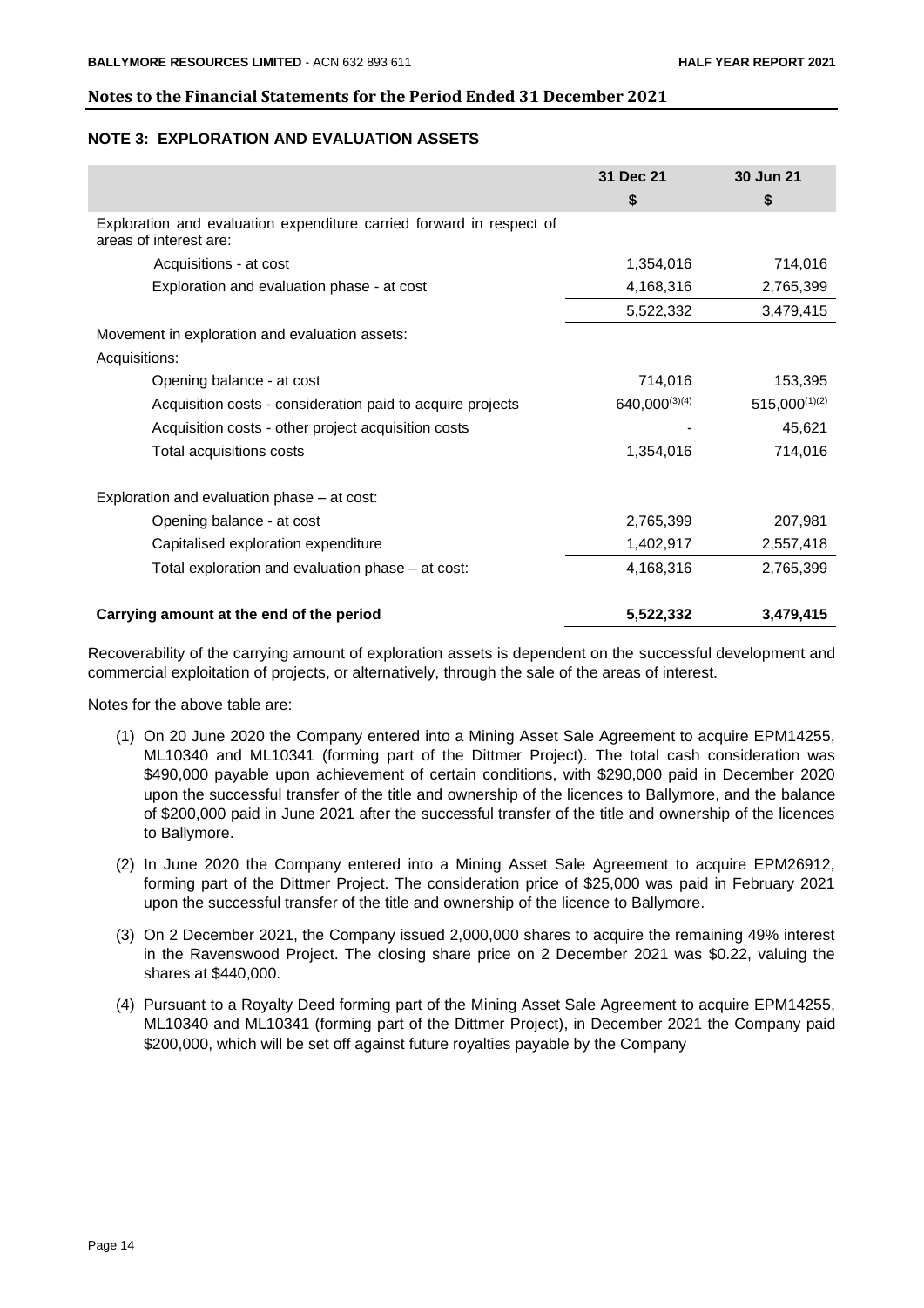## Notes to the Financial Statements for the Period Ended 31 December 2021

### NOTE 3: EXPLORATION AND EVALUATION ASSETS

| | 31 Dec 21 | 30 Jun 21 |
|---|---|---|
| | $ | $ |
| Exploration and evaluation expenditure carried forward in respect of areas of interest are: | | |
| Acquisitions - at cost | 1,354,016 | 714,016 |
| Exploration and evaluation phase - at cost | 4,168,316 | 2,765,399 |
| | 5,522,332 | 3,479,415 |
| Movement in exploration and evaluation assets: | | |
| Acquisitions: | | |
| Opening balance - at cost | 714,016 | 153,395 |
| Acquisition costs - consideration paid to acquire projects | 640,000 (3)(4) | 515,000 (1)(2) |
| Acquisition costs - other project acquisition costs | - | 45,621 |
| Total acquisitions costs | 1,354,016 | 714,016 |
| Exploration and evaluation phase – at cost: | | |
| Opening balance - at cost | 2,765,399 | 207,981 |
| Capitalised exploration expenditure | 1,402,917 | 2,557,418 |
| Total exploration and evaluation phase – at cost: | 4,168,316 | 2,765,399 |
| **Carrying amount at the end of the period** | **5,522,332** | **3,479,415** |

Recoverability of the carrying amount of exploration assets is dependent on the successful development and commercial exploitation of projects, or alternatively, through the sale of the areas of interest.

Notes for the above table are:

(1) On 20 June 2020 the Company entered into a Mining Asset Sale Agreement to acquire EPM14255, ML10340 and ML10341 (forming part of the Dittmer Project). The total cash consideration was $490,000 payable upon achievement of certain conditions, with $290,000 paid in December 2020 upon the successful transfer of the title and ownership of the licences to Ballymore, and the balance of $200,000 paid in June 2021 after the successful transfer of the title and ownership of the licences to Ballymore.

(2) In June 2020 the Company entered into a Mining Asset Sale Agreement to acquire EPM26912, forming part of the Dittmer Project. The consideration price of $25,000 was paid in February 2021 upon the successful transfer of the title and ownership of the licence to Ballymore.

(3) On 2 December 2021, the Company issued 2,000,000 shares to acquire the remaining 49% interest in the Ravenswood Project. The closing share price on 2 December 2021 was $0.22, valuing the shares at $440,000.

(4) Pursuant to a Royalty Deed forming part of the Mining Asset Sale Agreement to acquire EPM14255, ML10340 and ML10341 (forming part of the Dittmer Project), in December 2021 the Company paid $200,000, which will be set off against future royalties payable by the Company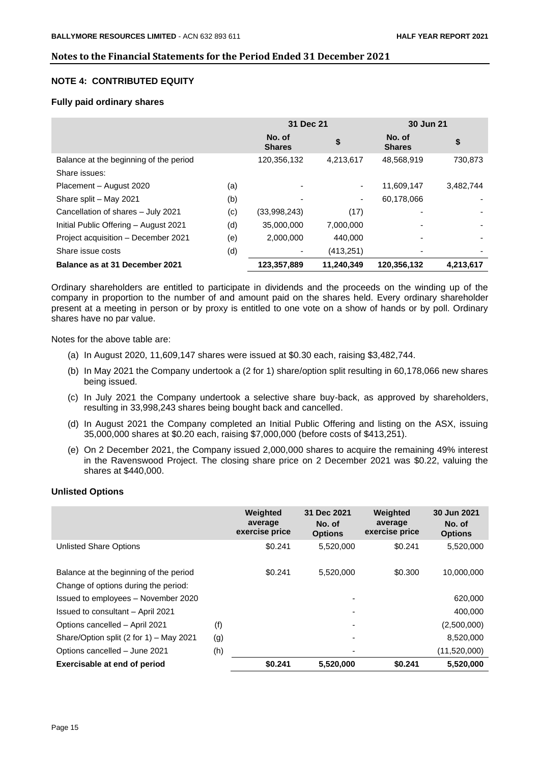## Notes to the Financial Statements for the Period Ended 31 December 2021

### NOTE 4: CONTRIBUTED EQUITY

#### Fully paid ordinary shares

| | | 31 Dec 21 | | 30 Jun 21 | |
|---|---|---|---|---|---|
| | | No. of Shares | $ | No. of Shares | $ |
| Balance at the beginning of the period | | 120,356,132 | 4,213,617 | 48,568,919 | 730,873 |
| Share issues: | | | | | |
| Placement – August 2020 | (a) | - | - | 11,609,147 | 3,482,744 |
| Share split – May 2021 | (b) | - | - | 60,178,066 | - |
| Cancellation of shares – July 2021 | (c) | (33,998,243) | (17) | - | - |
| Initial Public Offering – August 2021 | (d) | 35,000,000 | 7,000,000 | - | - |
| Project acquisition – December 2021 | (e) | 2,000,000 | 440,000 | - | - |
| Share issue costs | (d) | - | (413,251) | - | - |
| **Balance as at 31 December 2021** | | **123,357,889** | **11,240,349** | **120,356,132** | **4,213,617** |

Ordinary shareholders are entitled to participate in dividends and the proceeds on the winding up of the company in proportion to the number of and amount paid on the shares held. Every ordinary shareholder present at a meeting in person or by proxy is entitled to one vote on a show of hands or by poll. Ordinary shares have no par value.

Notes for the above table are:

(a) In August 2020, 11,609,147 shares were issued at $0.30 each, raising $3,482,744.

(b) In May 2021 the Company undertook a (2 for 1) share/option split resulting in 60,178,066 new shares being issued.

(c) In July 2021 the Company undertook a selective share buy-back, as approved by shareholders, resulting in 33,998,243 shares being bought back and cancelled.

(d) In August 2021 the Company completed an Initial Public Offering and listing on the ASX, issuing 35,000,000 shares at $0.20 each, raising $7,000,000 (before costs of $413,251).

(e) On 2 December 2021, the Company issued 2,000,000 shares to acquire the remaining 49% interest in the Ravenswood Project. The closing share price on 2 December 2021 was $0.22, valuing the shares at $440,000.

#### Unlisted Options

| | | Weighted average exercise price | 31 Dec 2021 No. of Options | Weighted average exercise price | 30 Jun 2021 No. of Options |
|---|---|---|---|---|---|
| Unlisted Share Options | | $0.241 | 5,520,000 | $0.241 | 5,520,000 |
| | | | | | |
| Balance at the beginning of the period | | $0.241 | 5,520,000 | $0.300 | 10,000,000 |
| Change of options during the period: | | | | | |
| Issued to employees – November 2020 | | | - | | 620,000 |
| Issued to consultant – April 2021 | | | - | | 400,000 |
| Options cancelled – April 2021 | (f) | | - | | (2,500,000) |
| Share/Option split (2 for 1) – May 2021 | (g) | | - | | 8,520,000 |
| Options cancelled – June 2021 | (h) | | - | | (11,520,000) |
| **Exercisable at end of period** | | **$0.241** | **5,520,000** | **$0.241** | **5,520,000** |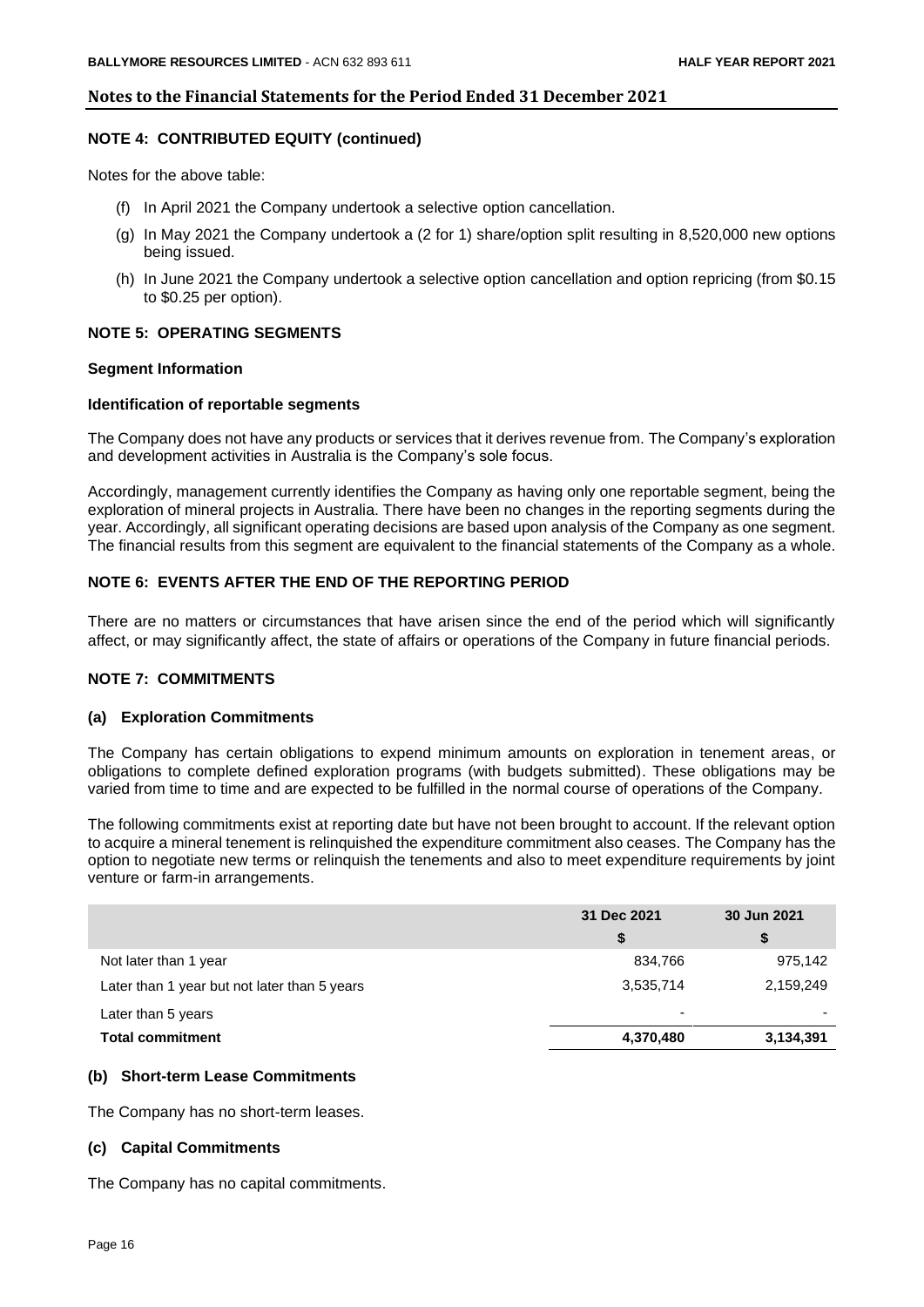## Notes to the Financial Statements for the Period Ended 31 December 2021

### NOTE 4: CONTRIBUTED EQUITY (continued)

Notes for the above table:

(f) In April 2021 the Company undertook a selective option cancellation.

(g) In May 2021 the Company undertook a (2 for 1) share/option split resulting in 8,520,000 new options being issued.

(h) In June 2021 the Company undertook a selective option cancellation and option repricing (from $0.15 to $0.25 per option).

### NOTE 5: OPERATING SEGMENTS

**Segment Information**

**Identification of reportable segments**

The Company does not have any products or services that it derives revenue from. The Company's exploration and development activities in Australia is the Company's sole focus.

Accordingly, management currently identifies the Company as having only one reportable segment, being the exploration of mineral projects in Australia. There have been no changes in the reporting segments during the year. Accordingly, all significant operating decisions are based upon analysis of the Company as one segment. The financial results from this segment are equivalent to the financial statements of the Company as a whole.

### NOTE 6: EVENTS AFTER THE END OF THE REPORTING PERIOD

There are no matters or circumstances that have arisen since the end of the period which will significantly affect, or may significantly affect, the state of affairs or operations of the Company in future financial periods.

### NOTE 7: COMMITMENTS

**(a) Exploration Commitments**

The Company has certain obligations to expend minimum amounts on exploration in tenement areas, or obligations to complete defined exploration programs (with budgets submitted). These obligations may be varied from time to time and are expected to be fulfilled in the normal course of operations of the Company.

The following commitments exist at reporting date but have not been brought to account. If the relevant option to acquire a mineral tenement is relinquished the expenditure commitment also ceases. The Company has the option to negotiate new terms or relinquish the tenements and also to meet expenditure requirements by joint venture or farm-in arrangements.

| | 31 Dec 2021 | 30 Jun 2021 |
|---|---|---|
| | $ | $ |
| Not later than 1 year | 834,766 | 975,142 |
| Later than 1 year but not later than 5 years | 3,535,714 | 2,159,249 |
| Later than 5 years | - | - |
| **Total commitment** | **4,370,480** | **3,134,391** |

**(b) Short-term Lease Commitments**

The Company has no short-term leases.

**(c) Capital Commitments**

The Company has no capital commitments.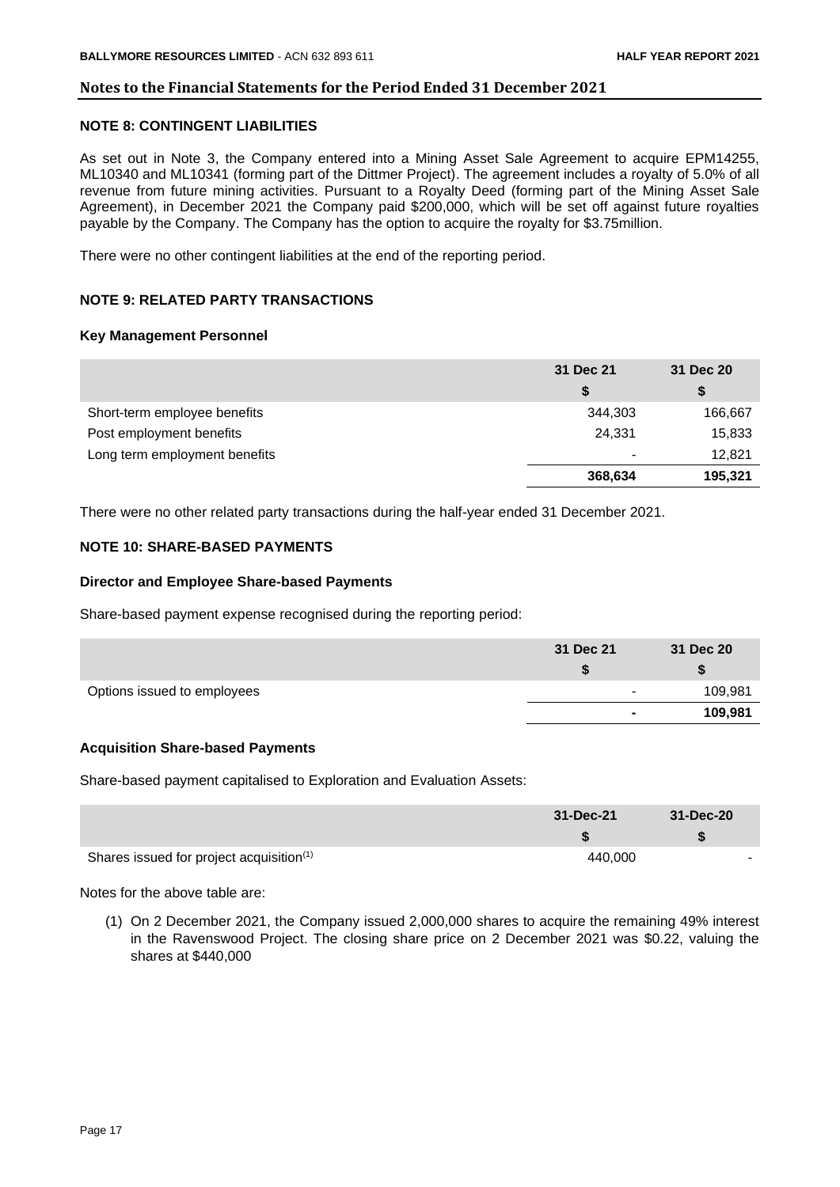## Notes to the Financial Statements for the Period Ended 31 December 2021

### NOTE 8: CONTINGENT LIABILITIES

As set out in Note 3, the Company entered into a Mining Asset Sale Agreement to acquire EPM14255, ML10340 and ML10341 (forming part of the Dittmer Project). The agreement includes a royalty of 5.0% of all revenue from future mining activities. Pursuant to a Royalty Deed (forming part of the Mining Asset Sale Agreement), in December 2021 the Company paid $200,000, which will be set off against future royalties payable by the Company. The Company has the option to acquire the royalty for $3.75million.

There were no other contingent liabilities at the end of the reporting period.

### NOTE 9: RELATED PARTY TRANSACTIONS

#### Key Management Personnel

| | 31 Dec 21 $ | 31 Dec 20 $ |
|---|---|---|
| Short-term employee benefits | 344,303 | 166,667 |
| Post employment benefits | 24,331 | 15,833 |
| Long term employment benefits | - | 12,821 |
| | **368,634** | **195,321** |

There were no other related party transactions during the half-year ended 31 December 2021.

### NOTE 10: SHARE-BASED PAYMENTS

#### Director and Employee Share-based Payments

Share-based payment expense recognised during the reporting period:

| | 31 Dec 21 $ | 31 Dec 20 $ |
|---|---|---|
| Options issued to employees | - | 109,981 |
| | **-** | **109,981** |

#### Acquisition Share-based Payments

Share-based payment capitalised to Exploration and Evaluation Assets:

| | 31-Dec-21 $ | 31-Dec-20 $ |
|---|---|---|
| Shares issued for project acquisition[1] | 440,000 | - |

Notes for the above table are:

(1) On 2 December 2021, the Company issued 2,000,000 shares to acquire the remaining 49% interest in the Ravenswood Project. The closing share price on 2 December 2021 was $0.22, valuing the shares at $440,000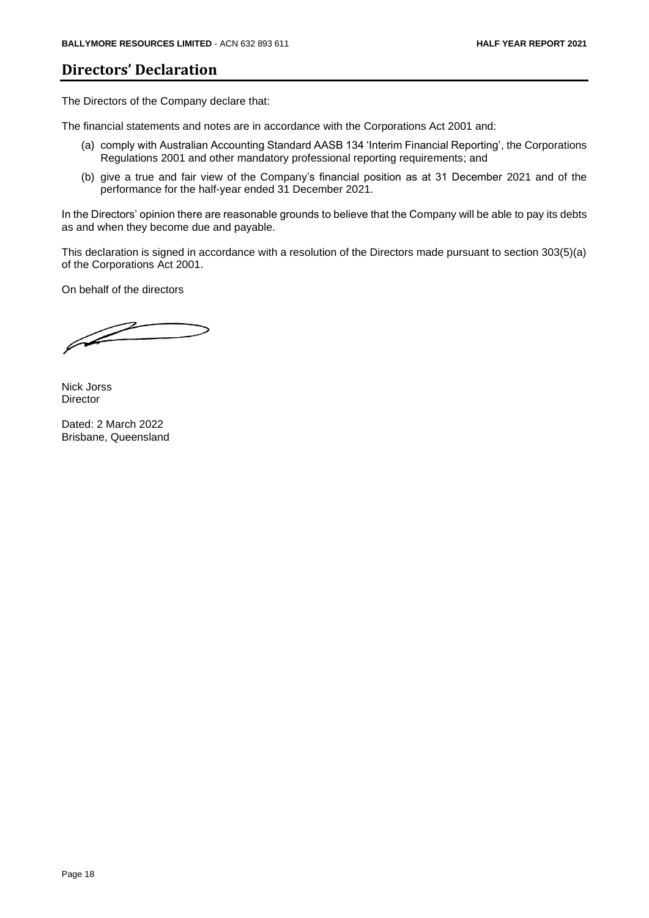# Directors' Declaration

The Directors of the Company declare that:

The financial statements and notes are in accordance with the Corporations Act 2001 and:

(a) comply with Australian Accounting Standard AASB 134 'Interim Financial Reporting', the Corporations Regulations 2001 and other mandatory professional reporting requirements; and

(b) give a true and fair view of the Company's financial position as at 31 December 2021 and of the performance for the half-year ended 31 December 2021.

In the Directors' opinion there are reasonable grounds to believe that the Company will be able to pay its debts as and when they become due and payable.

This declaration is signed in accordance with a resolution of the Directors made pursuant to section 303(5)(a) of the Corporations Act 2001.

On behalf of the directors

Nick Jorss
Director

Dated: 2 March 2022
Brisbane, Queensland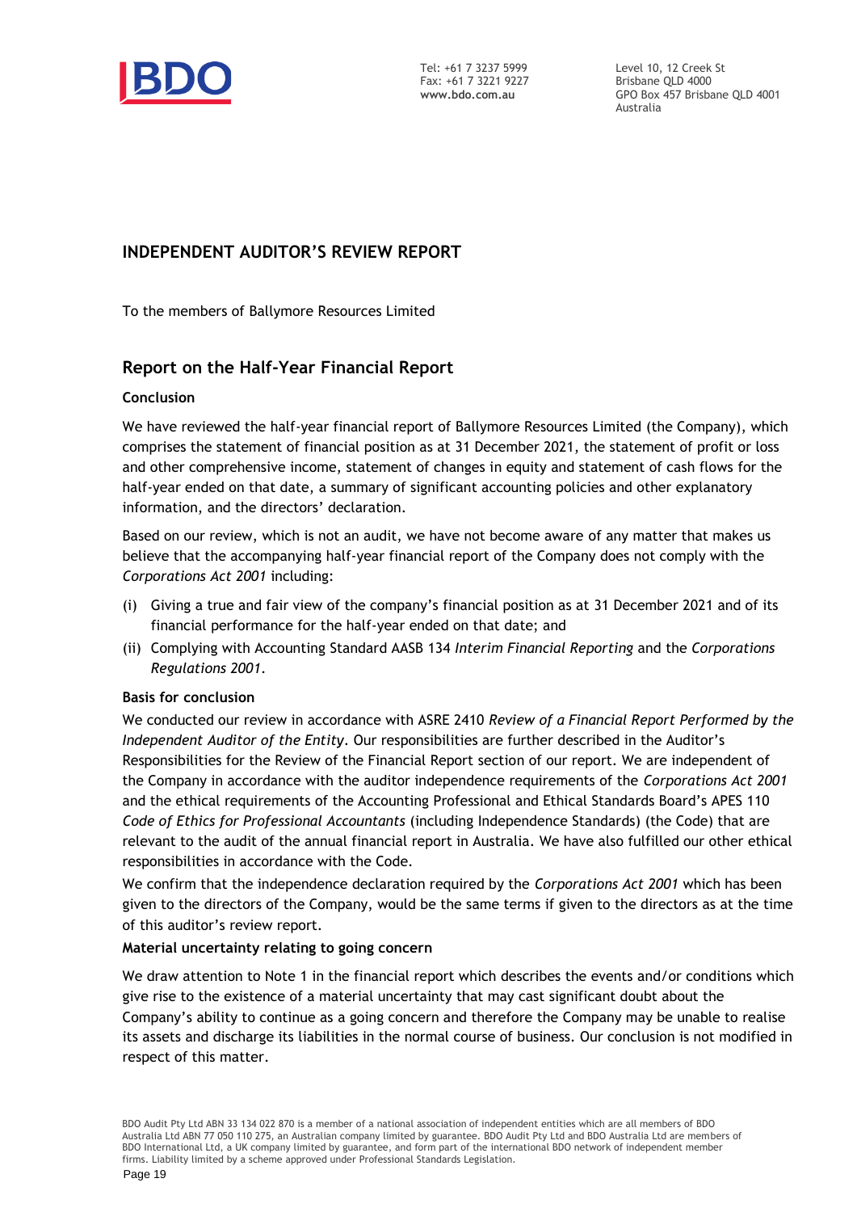Tel: +61 7 3237 5999
Fax: +61 7 3221 9227
**www.bdo.com.au**

Level 10, 12 Creek St
Brisbane QLD 4000
GPO Box 457 Brisbane QLD 4001
Australia

## INDEPENDENT AUDITOR'S REVIEW REPORT

To the members of Ballymore Resources Limited

## Report on the Half-Year Financial Report

### Conclusion

We have reviewed the half-year financial report of Ballymore Resources Limited (the Company), which comprises the statement of financial position as at 31 December 2021, the statement of profit or loss and other comprehensive income, statement of changes in equity and statement of cash flows for the half-year ended on that date, a summary of significant accounting policies and other explanatory information, and the directors' declaration.

Based on our review, which is not an audit, we have not become aware of any matter that makes us believe that the accompanying half-year financial report of the Company does not comply with the *Corporations Act 2001* including:

(i) Giving a true and fair view of the company's financial position as at 31 December 2021 and of its financial performance for the half-year ended on that date; and

(ii) Complying with Accounting Standard AASB 134 *Interim Financial Reporting* and the *Corporations Regulations 2001*.

### Basis for conclusion

We conducted our review in accordance with ASRE 2410 *Review of a Financial Report Performed by the Independent Auditor of the Entity*. Our responsibilities are further described in the Auditor's Responsibilities for the Review of the Financial Report section of our report. We are independent of the Company in accordance with the auditor independence requirements of the *Corporations Act 2001* and the ethical requirements of the Accounting Professional and Ethical Standards Board's APES 110 *Code of Ethics for Professional Accountants* (including Independence Standards) (the Code) that are relevant to the audit of the annual financial report in Australia. We have also fulfilled our other ethical responsibilities in accordance with the Code.

We confirm that the independence declaration required by the *Corporations Act 2001* which has been given to the directors of the Company, would be the same terms if given to the directors as at the time of this auditor's review report.

### Material uncertainty relating to going concern

We draw attention to Note 1 in the financial report which describes the events and/or conditions which give rise to the existence of a material uncertainty that may cast significant doubt about the Company's ability to continue as a going concern and therefore the Company may be unable to realise its assets and discharge its liabilities in the normal course of business. Our conclusion is not modified in respect of this matter.

BDO Audit Pty Ltd ABN 33 134 022 870 is a member of a national association of independent entities which are all members of BDO Australia Ltd ABN 77 050 110 275, an Australian company limited by guarantee. BDO Audit Pty Ltd and BDO Australia Ltd are members of BDO International Ltd, a UK company limited by guarantee, and form part of the international BDO network of independent member firms. Liability limited by a scheme approved under Professional Standards Legislation.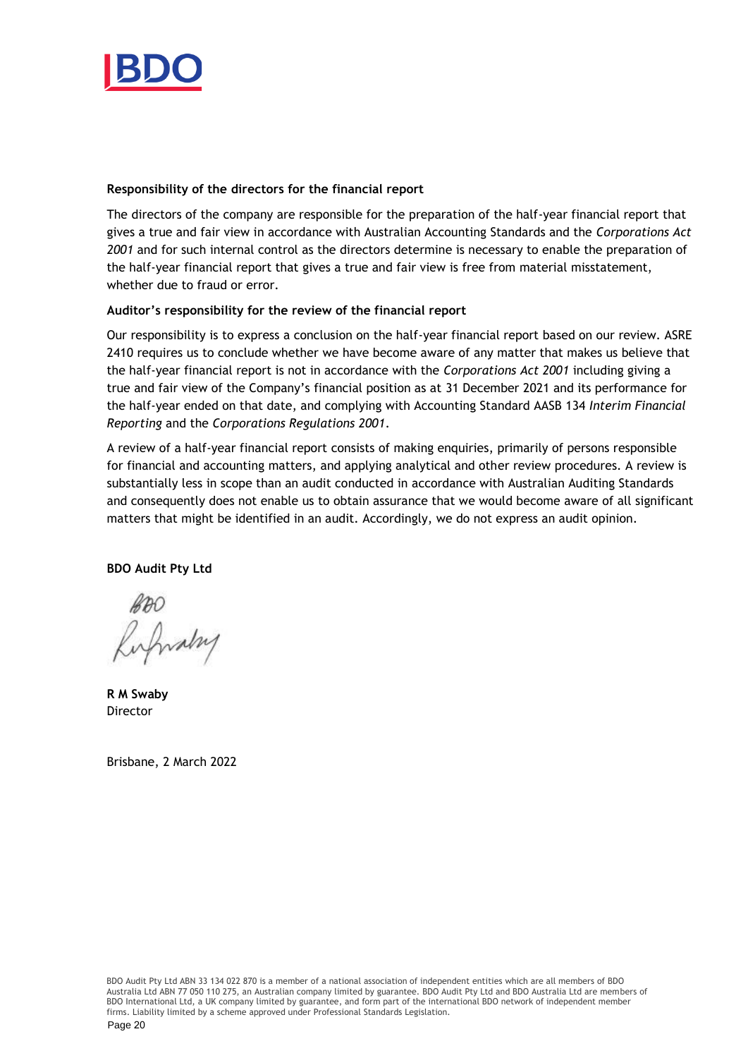**Responsibility of the directors for the financial report**

The directors of the company are responsible for the preparation of the half-year financial report that gives a true and fair view in accordance with Australian Accounting Standards and the *Corporations Act 2001* and for such internal control as the directors determine is necessary to enable the preparation of the half-year financial report that gives a true and fair view is free from material misstatement, whether due to fraud or error.

**Auditor's responsibility for the review of the financial report**

Our responsibility is to express a conclusion on the half-year financial report based on our review. ASRE 2410 requires us to conclude whether we have become aware of any matter that makes us believe that the half-year financial report is not in accordance with the *Corporations Act 2001* including giving a true and fair view of the Company's financial position as at 31 December 2021 and its performance for the half-year ended on that date, and complying with Accounting Standard AASB 134 *Interim Financial Reporting* and the *Corporations Regulations 2001*.

A review of a half-year financial report consists of making enquiries, primarily of persons responsible for financial and accounting matters, and applying analytical and other review procedures. A review is substantially less in scope than an audit conducted in accordance with Australian Auditing Standards and consequently does not enable us to obtain assurance that we would become aware of all significant matters that might be identified in an audit. Accordingly, we do not express an audit opinion.

**BDO Audit Pty Ltd**

**R M Swaby**
Director

Brisbane, 2 March 2022

BDO Audit Pty Ltd ABN 33 134 022 870 is a member of a national association of independent entities which are all members of BDO Australia Ltd ABN 77 050 110 275, an Australian company limited by guarantee. BDO Audit Pty Ltd and BDO Australia Ltd are members of BDO International Ltd, a UK company limited by guarantee, and form part of the international BDO network of independent member firms. Liability limited by a scheme approved under Professional Standards Legislation.